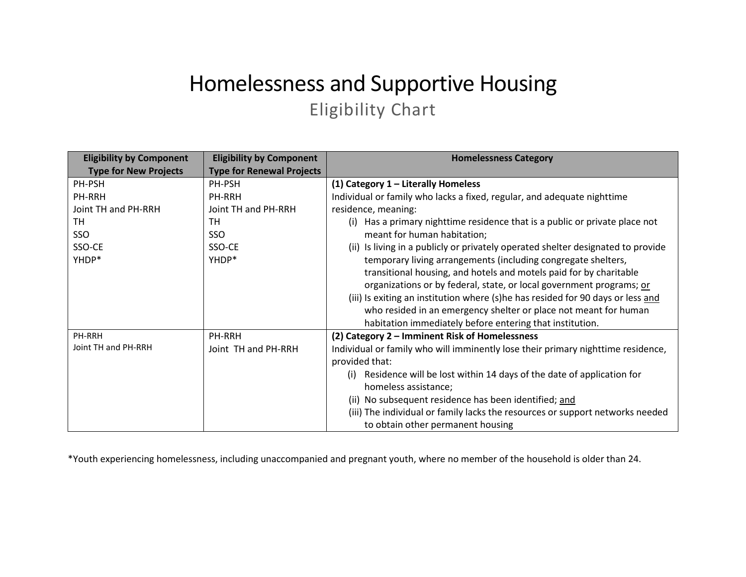# Homelessness and Supportive Housing

## Eligibility Chart

| Eligibility by Component Type for New Projects | Eligibility by Component Type for Renewal Projects | Homelessness Category |
|---|---|---|
| PH-PSH<br>PH-RRH<br>Joint TH and PH-RRH<br>TH<br>SSO<br>SSO-CE<br>YHDP* | PH-PSH<br>PH-RRH<br>Joint TH and PH-RRH<br>TH<br>SSO<br>SSO-CE<br>YHDP* | **(1) Category 1 – Literally Homeless**<br>Individual or family who lacks a fixed, regular, and adequate nighttime residence, meaning:<br>(i) Has a primary nighttime residence that is a public or private place not meant for human habitation;<br>(ii) Is living in a publicly or privately operated shelter designated to provide temporary living arrangements (including congregate shelters, transitional housing, and hotels and motels paid for by charitable organizations or by federal, state, or local government programs; <u>or</u><br>(iii) Is exiting an institution where (s)he has resided for 90 days or less <u>and</u> who resided in an emergency shelter or place not meant for human habitation immediately before entering that institution. |
| PH-RRH<br>Joint TH and PH-RRH | PH-RRH<br>Joint TH and PH-RRH | **(2) Category 2 – Imminent Risk of Homelessness**<br>Individual or family who will imminently lose their primary nighttime residence, provided that:<br>(i) Residence will be lost within 14 days of the date of application for homeless assistance;<br>(ii) No subsequent residence has been identified; <u>and</u><br>(iii) The individual or family lacks the resources or support networks needed to obtain other permanent housing |

*Youth experiencing homelessness, including unaccompanied and pregnant youth, where no member of the household is older than 24.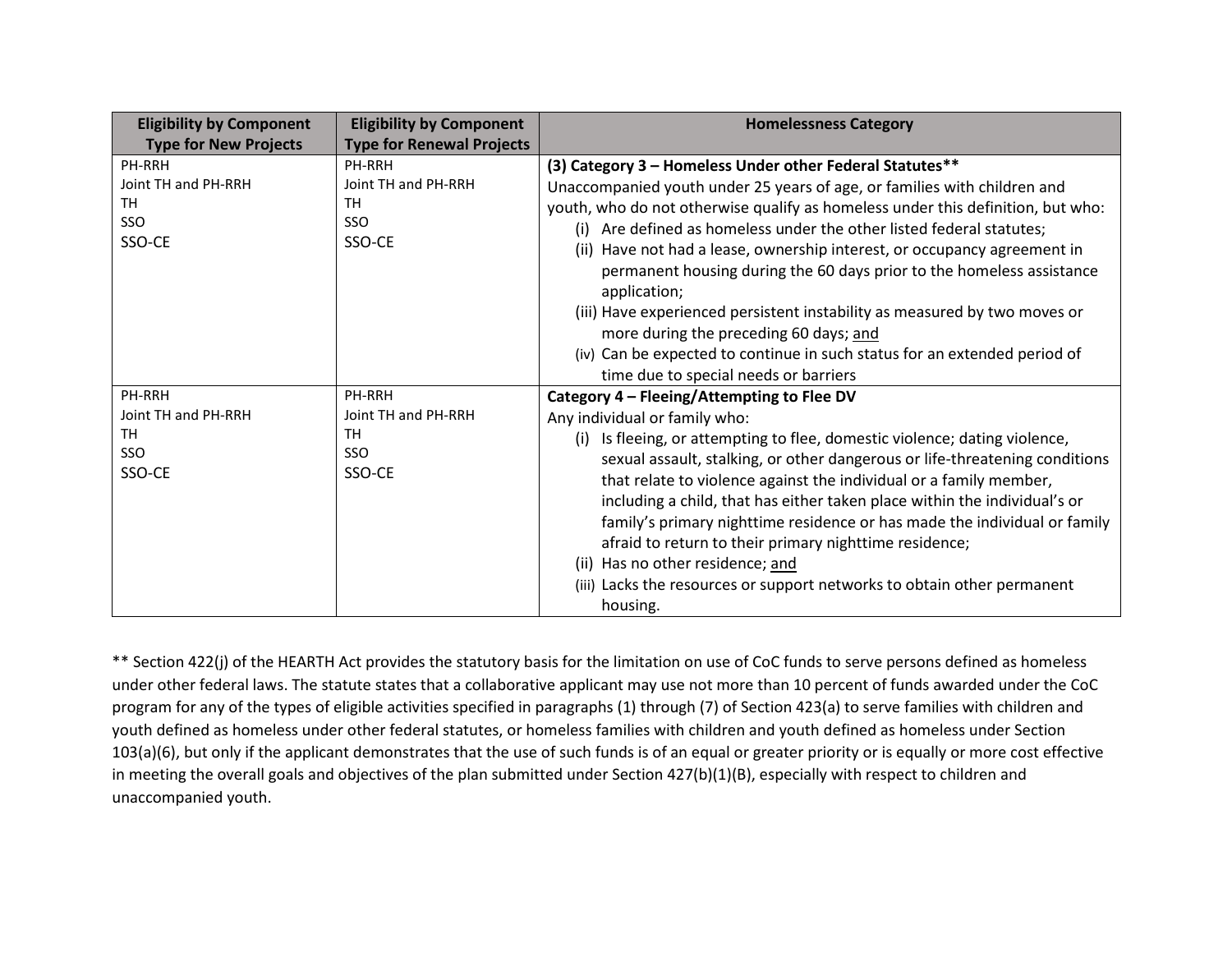| Eligibility by Component Type for New Projects | Eligibility by Component Type for Renewal Projects | Homelessness Category |
|---|---|---|
| PH-RRH<br>Joint TH and PH-RRH<br>TH<br>SSO<br>SSO-CE | PH-RRH<br>Joint TH and PH-RRH<br>TH<br>SSO<br>SSO-CE | **(3) Category 3 – Homeless Under other Federal Statutes\*\***<br>Unaccompanied youth under 25 years of age, or families with children and youth, who do not otherwise qualify as homeless under this definition, but who:<br>(i) Are defined as homeless under the other listed federal statutes;<br>(ii) Have not had a lease, ownership interest, or occupancy agreement in permanent housing during the 60 days prior to the homeless assistance application;<br>(iii) Have experienced persistent instability as measured by two moves or more during the preceding 60 days; <u>and</u><br>(iv) Can be expected to continue in such status for an extended period of time due to special needs or barriers |
| PH-RRH<br>Joint TH and PH-RRH<br>TH<br>SSO<br>SSO-CE | PH-RRH<br>Joint TH and PH-RRH<br>TH<br>SSO<br>SSO-CE | **Category 4 – Fleeing/Attempting to Flee DV**<br>Any individual or family who:<br>(i) Is fleeing, or attempting to flee, domestic violence; dating violence, sexual assault, stalking, or other dangerous or life-threatening conditions that relate to violence against the individual or a family member, including a child, that has either taken place within the individual's or family's primary nighttime residence or has made the individual or family afraid to return to their primary nighttime residence;<br>(ii) Has no other residence; <u>and</u><br>(iii) Lacks the resources or support networks to obtain other permanent housing. |

** Section 422(j) of the HEARTH Act provides the statutory basis for the limitation on use of CoC funds to serve persons defined as homeless under other federal laws. The statute states that a collaborative applicant may use not more than 10 percent of funds awarded under the CoC program for any of the types of eligible activities specified in paragraphs (1) through (7) of Section 423(a) to serve families with children and youth defined as homeless under other federal statutes, or homeless families with children and youth defined as homeless under Section 103(a)(6), but only if the applicant demonstrates that the use of such funds is of an equal or greater priority or is equally or more cost effective in meeting the overall goals and objectives of the plan submitted under Section 427(b)(1)(B), especially with respect to children and unaccompanied youth.